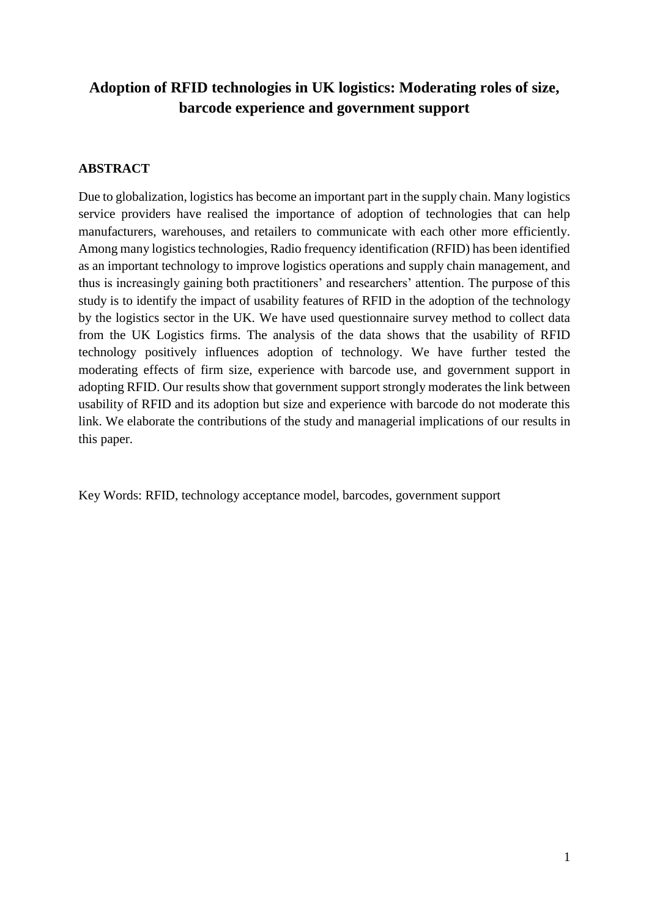# Adoption of RFID technologies in UK logistics: Moderating roles of size, barcode experience and government support

## ABSTRACT

Due to globalization, logistics has become an important part in the supply chain. Many logistics service providers have realised the importance of adoption of technologies that can help manufacturers, warehouses, and retailers to communicate with each other more efficiently. Among many logistics technologies, Radio frequency identification (RFID) has been identified as an important technology to improve logistics operations and supply chain management, and thus is increasingly gaining both practitioners' and researchers' attention. The purpose of this study is to identify the impact of usability features of RFID in the adoption of the technology by the logistics sector in the UK. We have used questionnaire survey method to collect data from the UK Logistics firms. The analysis of the data shows that the usability of RFID technology positively influences adoption of technology. We have further tested the moderating effects of firm size, experience with barcode use, and government support in adopting RFID. Our results show that government support strongly moderates the link between usability of RFID and its adoption but size and experience with barcode do not moderate this link. We elaborate the contributions of the study and managerial implications of our results in this paper.

Key Words: RFID, technology acceptance model, barcodes, government support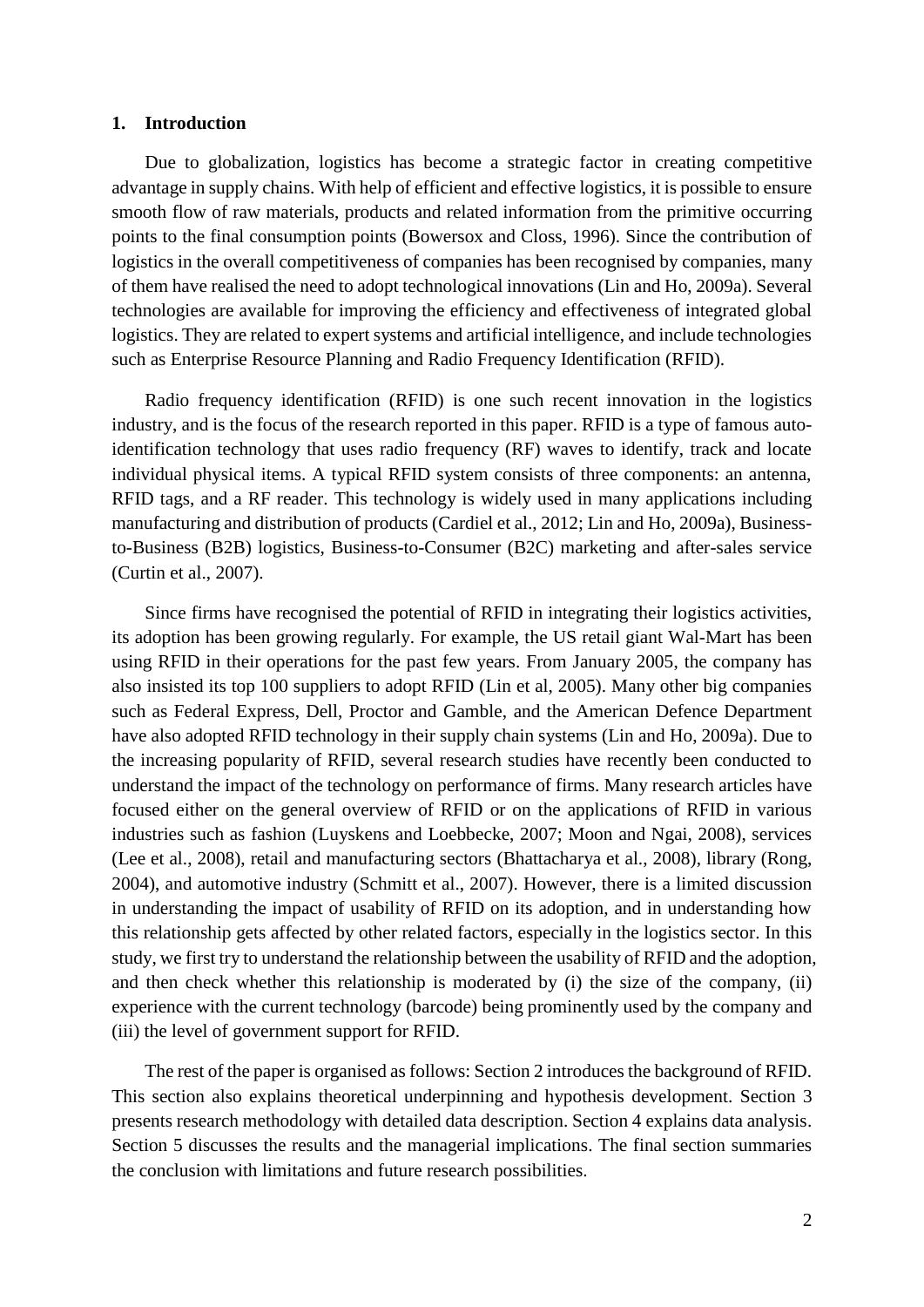## 1. Introduction

Due to globalization, logistics has become a strategic factor in creating competitive advantage in supply chains. With help of efficient and effective logistics, it is possible to ensure smooth flow of raw materials, products and related information from the primitive occurring points to the final consumption points (Bowersox and Closs, 1996). Since the contribution of logistics in the overall competitiveness of companies has been recognised by companies, many of them have realised the need to adopt technological innovations (Lin and Ho, 2009a). Several technologies are available for improving the efficiency and effectiveness of integrated global logistics. They are related to expert systems and artificial intelligence, and include technologies such as Enterprise Resource Planning and Radio Frequency Identification (RFID).

Radio frequency identification (RFID) is one such recent innovation in the logistics industry, and is the focus of the research reported in this paper. RFID is a type of famous auto-identification technology that uses radio frequency (RF) waves to identify, track and locate individual physical items. A typical RFID system consists of three components: an antenna, RFID tags, and a RF reader. This technology is widely used in many applications including manufacturing and distribution of products (Cardiel et al., 2012; Lin and Ho, 2009a), Business-to-Business (B2B) logistics, Business-to-Consumer (B2C) marketing and after-sales service (Curtin et al., 2007).

Since firms have recognised the potential of RFID in integrating their logistics activities, its adoption has been growing regularly. For example, the US retail giant Wal-Mart has been using RFID in their operations for the past few years. From January 2005, the company has also insisted its top 100 suppliers to adopt RFID (Lin et al, 2005). Many other big companies such as Federal Express, Dell, Proctor and Gamble, and the American Defence Department have also adopted RFID technology in their supply chain systems (Lin and Ho, 2009a). Due to the increasing popularity of RFID, several research studies have recently been conducted to understand the impact of the technology on performance of firms. Many research articles have focused either on the general overview of RFID or on the applications of RFID in various industries such as fashion (Luyskens and Loebbecke, 2007; Moon and Ngai, 2008), services (Lee et al., 2008), retail and manufacturing sectors (Bhattacharya et al., 2008), library (Rong, 2004), and automotive industry (Schmitt et al., 2007). However, there is a limited discussion in understanding the impact of usability of RFID on its adoption, and in understanding how this relationship gets affected by other related factors, especially in the logistics sector. In this study, we first try to understand the relationship between the usability of RFID and the adoption, and then check whether this relationship is moderated by (i) the size of the company, (ii) experience with the current technology (barcode) being prominently used by the company and (iii) the level of government support for RFID.

The rest of the paper is organised as follows: Section 2 introduces the background of RFID. This section also explains theoretical underpinning and hypothesis development. Section 3 presents research methodology with detailed data description. Section 4 explains data analysis. Section 5 discusses the results and the managerial implications. The final section summaries the conclusion with limitations and future research possibilities.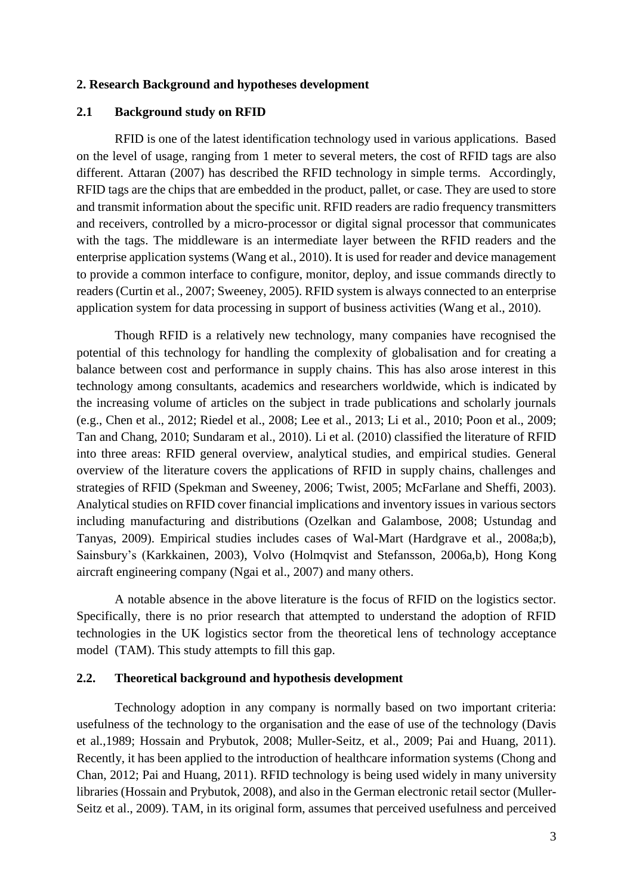## 2. Research Background and hypotheses development

### 2.1 Background study on RFID

RFID is one of the latest identification technology used in various applications. Based on the level of usage, ranging from 1 meter to several meters, the cost of RFID tags are also different. Attaran (2007) has described the RFID technology in simple terms. Accordingly, RFID tags are the chips that are embedded in the product, pallet, or case. They are used to store and transmit information about the specific unit. RFID readers are radio frequency transmitters and receivers, controlled by a micro-processor or digital signal processor that communicates with the tags. The middleware is an intermediate layer between the RFID readers and the enterprise application systems (Wang et al., 2010). It is used for reader and device management to provide a common interface to configure, monitor, deploy, and issue commands directly to readers (Curtin et al., 2007; Sweeney, 2005). RFID system is always connected to an enterprise application system for data processing in support of business activities (Wang et al., 2010).

Though RFID is a relatively new technology, many companies have recognised the potential of this technology for handling the complexity of globalisation and for creating a balance between cost and performance in supply chains. This has also arose interest in this technology among consultants, academics and researchers worldwide, which is indicated by the increasing volume of articles on the subject in trade publications and scholarly journals (e.g., Chen et al., 2012; Riedel et al., 2008; Lee et al., 2013; Li et al., 2010; Poon et al., 2009; Tan and Chang, 2010; Sundaram et al., 2010). Li et al. (2010) classified the literature of RFID into three areas: RFID general overview, analytical studies, and empirical studies. General overview of the literature covers the applications of RFID in supply chains, challenges and strategies of RFID (Spekman and Sweeney, 2006; Twist, 2005; McFarlane and Sheffi, 2003). Analytical studies on RFID cover financial implications and inventory issues in various sectors including manufacturing and distributions (Ozelkan and Galambose, 2008; Ustundag and Tanyas, 2009). Empirical studies includes cases of Wal-Mart (Hardgrave et al., 2008a;b), Sainsbury's (Karkkainen, 2003), Volvo (Holmqvist and Stefansson, 2006a,b), Hong Kong aircraft engineering company (Ngai et al., 2007) and many others.

A notable absence in the above literature is the focus of RFID on the logistics sector. Specifically, there is no prior research that attempted to understand the adoption of RFID technologies in the UK logistics sector from the theoretical lens of technology acceptance model (TAM). This study attempts to fill this gap.

### 2.2. Theoretical background and hypothesis development

Technology adoption in any company is normally based on two important criteria: usefulness of the technology to the organisation and the ease of use of the technology (Davis et al.,1989; Hossain and Prybutok, 2008; Muller-Seitz, et al., 2009; Pai and Huang, 2011). Recently, it has been applied to the introduction of healthcare information systems (Chong and Chan, 2012; Pai and Huang, 2011). RFID technology is being used widely in many university libraries (Hossain and Prybutok, 2008), and also in the German electronic retail sector (Muller-Seitz et al., 2009). TAM, in its original form, assumes that perceived usefulness and perceived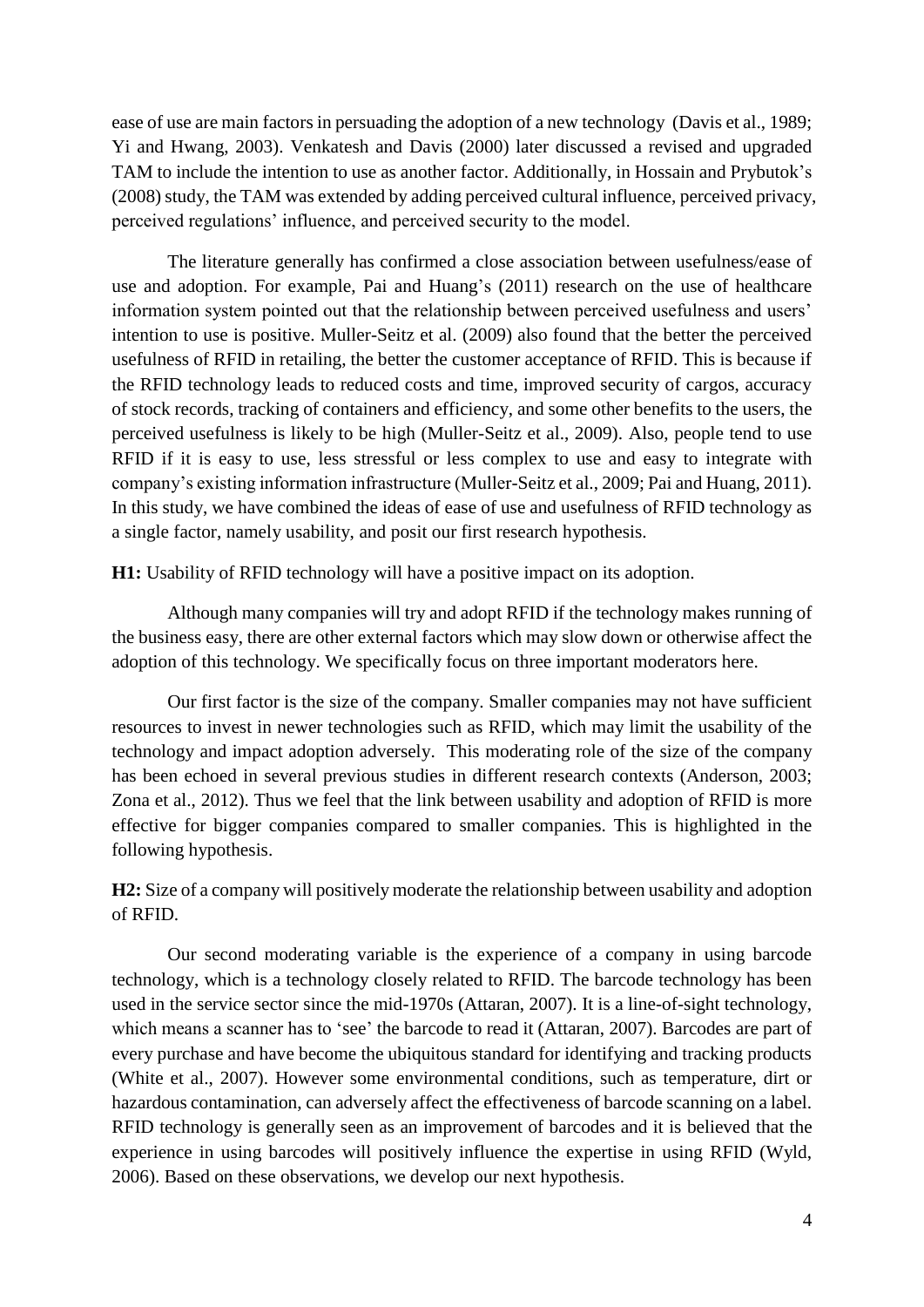ease of use are main factors in persuading the adoption of a new technology (Davis et al., 1989; Yi and Hwang, 2003). Venkatesh and Davis (2000) later discussed a revised and upgraded TAM to include the intention to use as another factor. Additionally, in Hossain and Prybutok's (2008) study, the TAM was extended by adding perceived cultural influence, perceived privacy, perceived regulations' influence, and perceived security to the model.

The literature generally has confirmed a close association between usefulness/ease of use and adoption. For example, Pai and Huang's (2011) research on the use of healthcare information system pointed out that the relationship between perceived usefulness and users' intention to use is positive. Muller-Seitz et al. (2009) also found that the better the perceived usefulness of RFID in retailing, the better the customer acceptance of RFID. This is because if the RFID technology leads to reduced costs and time, improved security of cargos, accuracy of stock records, tracking of containers and efficiency, and some other benefits to the users, the perceived usefulness is likely to be high (Muller-Seitz et al., 2009). Also, people tend to use RFID if it is easy to use, less stressful or less complex to use and easy to integrate with company's existing information infrastructure (Muller-Seitz et al., 2009; Pai and Huang, 2011). In this study, we have combined the ideas of ease of use and usefulness of RFID technology as a single factor, namely usability, and posit our first research hypothesis.

**H1:** Usability of RFID technology will have a positive impact on its adoption.

Although many companies will try and adopt RFID if the technology makes running of the business easy, there are other external factors which may slow down or otherwise affect the adoption of this technology. We specifically focus on three important moderators here.

Our first factor is the size of the company. Smaller companies may not have sufficient resources to invest in newer technologies such as RFID, which may limit the usability of the technology and impact adoption adversely. This moderating role of the size of the company has been echoed in several previous studies in different research contexts (Anderson, 2003; Zona et al., 2012). Thus we feel that the link between usability and adoption of RFID is more effective for bigger companies compared to smaller companies. This is highlighted in the following hypothesis.

**H2:** Size of a company will positively moderate the relationship between usability and adoption of RFID.

Our second moderating variable is the experience of a company in using barcode technology, which is a technology closely related to RFID. The barcode technology has been used in the service sector since the mid-1970s (Attaran, 2007). It is a line-of-sight technology, which means a scanner has to 'see' the barcode to read it (Attaran, 2007). Barcodes are part of every purchase and have become the ubiquitous standard for identifying and tracking products (White et al., 2007). However some environmental conditions, such as temperature, dirt or hazardous contamination, can adversely affect the effectiveness of barcode scanning on a label. RFID technology is generally seen as an improvement of barcodes and it is believed that the experience in using barcodes will positively influence the expertise in using RFID (Wyld, 2006). Based on these observations, we develop our next hypothesis.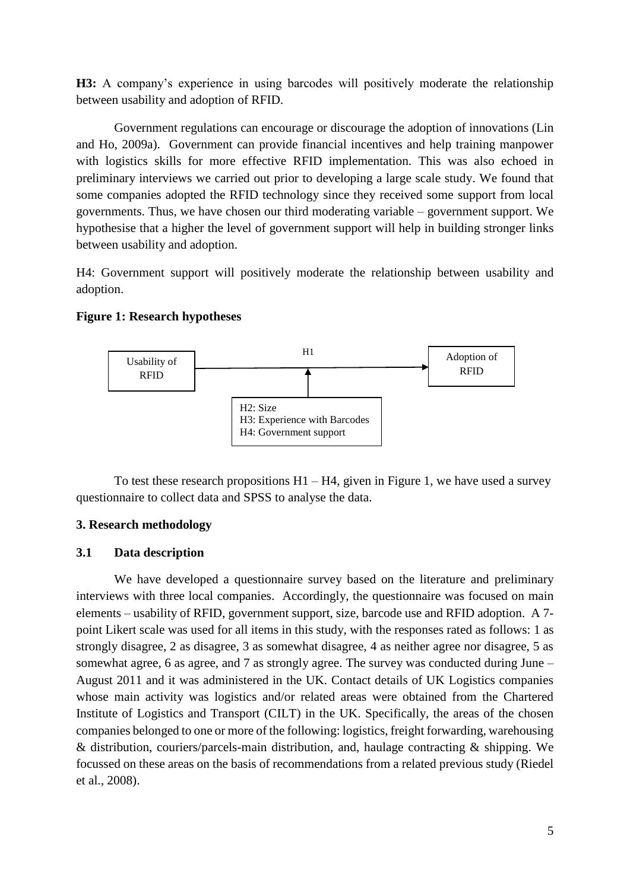**H3:** A company's experience in using barcodes will positively moderate the relationship between usability and adoption of RFID.

Government regulations can encourage or discourage the adoption of innovations (Lin and Ho, 2009a). Government can provide financial incentives and help training manpower with logistics skills for more effective RFID implementation. This was also echoed in preliminary interviews we carried out prior to developing a large scale study. We found that some companies adopted the RFID technology since they received some support from local governments. Thus, we have chosen our third moderating variable – government support. We hypothesise that a higher the level of government support will help in building stronger links between usability and adoption.

H4: Government support will positively moderate the relationship between usability and adoption.

**Figure 1: Research hypotheses**

Usability of RFID → (H1) → Adoption of RFID

H2: Size
H3: Experience with Barcodes
H4: Government support

To test these research propositions H1 – H4, given in Figure 1, we have used a survey questionnaire to collect data and SPSS to analyse the data.

## 3. Research methodology

### 3.1 Data description

We have developed a questionnaire survey based on the literature and preliminary interviews with three local companies. Accordingly, the questionnaire was focused on main elements – usability of RFID, government support, size, barcode use and RFID adoption. A 7-point Likert scale was used for all items in this study, with the responses rated as follows: 1 as strongly disagree, 2 as disagree, 3 as somewhat disagree, 4 as neither agree nor disagree, 5 as somewhat agree, 6 as agree, and 7 as strongly agree. The survey was conducted during June – August 2011 and it was administered in the UK. Contact details of UK Logistics companies whose main activity was logistics and/or related areas were obtained from the Chartered Institute of Logistics and Transport (CILT) in the UK. Specifically, the areas of the chosen companies belonged to one or more of the following: logistics, freight forwarding, warehousing & distribution, couriers/parcels-main distribution, and, haulage contracting & shipping. We focussed on these areas on the basis of recommendations from a related previous study (Riedel et al., 2008).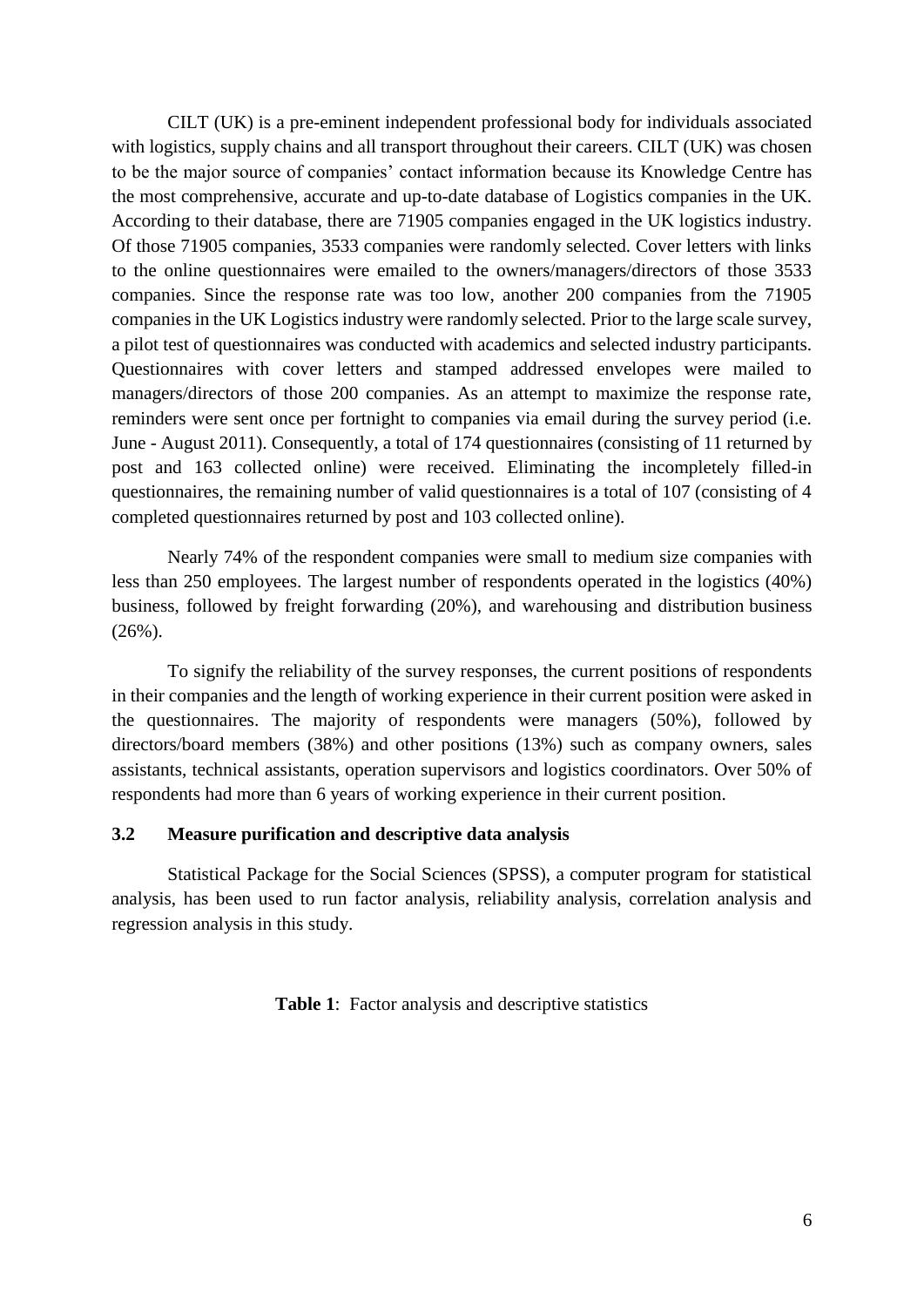CILT (UK) is a pre-eminent independent professional body for individuals associated with logistics, supply chains and all transport throughout their careers. CILT (UK) was chosen to be the major source of companies' contact information because its Knowledge Centre has the most comprehensive, accurate and up-to-date database of Logistics companies in the UK. According to their database, there are 71905 companies engaged in the UK logistics industry. Of those 71905 companies, 3533 companies were randomly selected. Cover letters with links to the online questionnaires were emailed to the owners/managers/directors of those 3533 companies. Since the response rate was too low, another 200 companies from the 71905 companies in the UK Logistics industry were randomly selected. Prior to the large scale survey, a pilot test of questionnaires was conducted with academics and selected industry participants. Questionnaires with cover letters and stamped addressed envelopes were mailed to managers/directors of those 200 companies. As an attempt to maximize the response rate, reminders were sent once per fortnight to companies via email during the survey period (i.e. June - August 2011). Consequently, a total of 174 questionnaires (consisting of 11 returned by post and 163 collected online) were received. Eliminating the incompletely filled-in questionnaires, the remaining number of valid questionnaires is a total of 107 (consisting of 4 completed questionnaires returned by post and 103 collected online).

Nearly 74% of the respondent companies were small to medium size companies with less than 250 employees. The largest number of respondents operated in the logistics (40%) business, followed by freight forwarding (20%), and warehousing and distribution business (26%).

To signify the reliability of the survey responses, the current positions of respondents in their companies and the length of working experience in their current position were asked in the questionnaires. The majority of respondents were managers (50%), followed by directors/board members (38%) and other positions (13%) such as company owners, sales assistants, technical assistants, operation supervisors and logistics coordinators. Over 50% of respondents had more than 6 years of working experience in their current position.

### 3.2 Measure purification and descriptive data analysis

Statistical Package for the Social Sciences (SPSS), a computer program for statistical analysis, has been used to run factor analysis, reliability analysis, correlation analysis and regression analysis in this study.

**Table 1**: Factor analysis and descriptive statistics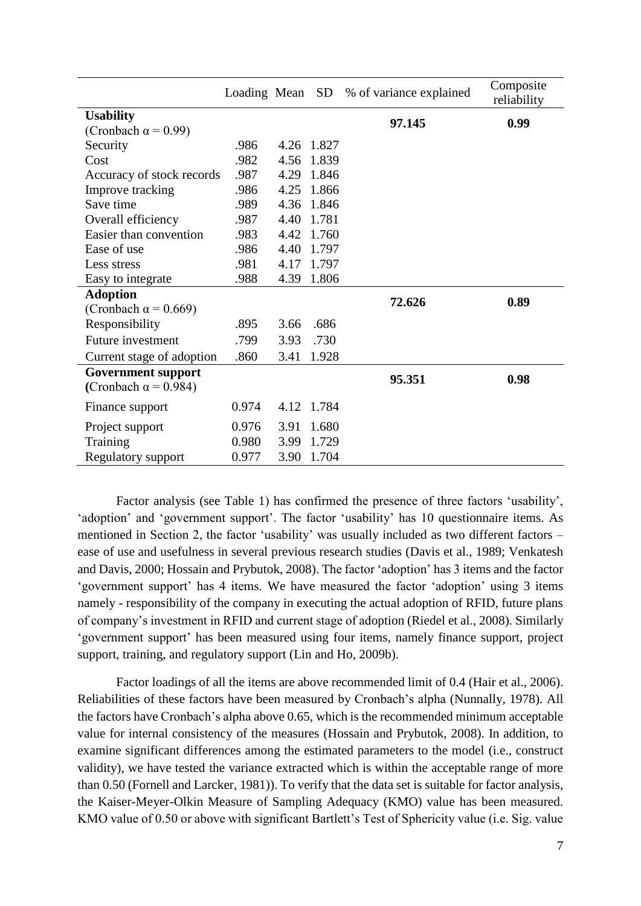| | Loading | Mean | SD | % of variance explained | Composite reliability |
|---|---|---|---|---|---|
| **Usability** (Cronbach α = 0.99) | | | | **97.145** | **0.99** |
| Security | .986 | 4.26 | 1.827 | | |
| Cost | .982 | 4.56 | 1.839 | | |
| Accuracy of stock records | .987 | 4.29 | 1.846 | | |
| Improve tracking | .986 | 4.25 | 1.866 | | |
| Save time | .989 | 4.36 | 1.846 | | |
| Overall efficiency | .987 | 4.40 | 1.781 | | |
| Easier than convention | .983 | 4.42 | 1.760 | | |
| Ease of use | .986 | 4.40 | 1.797 | | |
| Less stress | .981 | 4.17 | 1.797 | | |
| Easy to integrate | .988 | 4.39 | 1.806 | | |
| **Adoption** (Cronbach α = 0.669) | | | | **72.626** | **0.89** |
| Responsibility | .895 | 3.66 | .686 | | |
| Future investment | .799 | 3.93 | .730 | | |
| Current stage of adoption | .860 | 3.41 | 1.928 | | |
| **Government support** (Cronbach α = 0.984) | | | | **95.351** | **0.98** |
| Finance support | 0.974 | 4.12 | 1.784 | | |
| Project support | 0.976 | 3.91 | 1.680 | | |
| Training | 0.980 | 3.99 | 1.729 | | |
| Regulatory support | 0.977 | 3.90 | 1.704 | | |

Factor analysis (see Table 1) has confirmed the presence of three factors 'usability', 'adoption' and 'government support'. The factor 'usability' has 10 questionnaire items. As mentioned in Section 2, the factor 'usability' was usually included as two different factors – ease of use and usefulness in several previous research studies (Davis et al., 1989; Venkatesh and Davis, 2000; Hossain and Prybutok, 2008). The factor 'adoption' has 3 items and the factor 'government support' has 4 items. We have measured the factor 'adoption' using 3 items namely - responsibility of the company in executing the actual adoption of RFID, future plans of company's investment in RFID and current stage of adoption (Riedel et al., 2008). Similarly 'government support' has been measured using four items, namely finance support, project support, training, and regulatory support (Lin and Ho, 2009b).

Factor loadings of all the items are above recommended limit of 0.4 (Hair et al., 2006). Reliabilities of these factors have been measured by Cronbach's alpha (Nunnally, 1978). All the factors have Cronbach's alpha above 0.65, which is the recommended minimum acceptable value for internal consistency of the measures (Hossain and Prybutok, 2008). In addition, to examine significant differences among the estimated parameters to the model (i.e., construct validity), we have tested the variance extracted which is within the acceptable range of more than 0.50 (Fornell and Larcker, 1981)). To verify that the data set is suitable for factor analysis, the Kaiser-Meyer-Olkin Measure of Sampling Adequacy (KMO) value has been measured. KMO value of 0.50 or above with significant Bartlett's Test of Sphericity value (i.e. Sig. value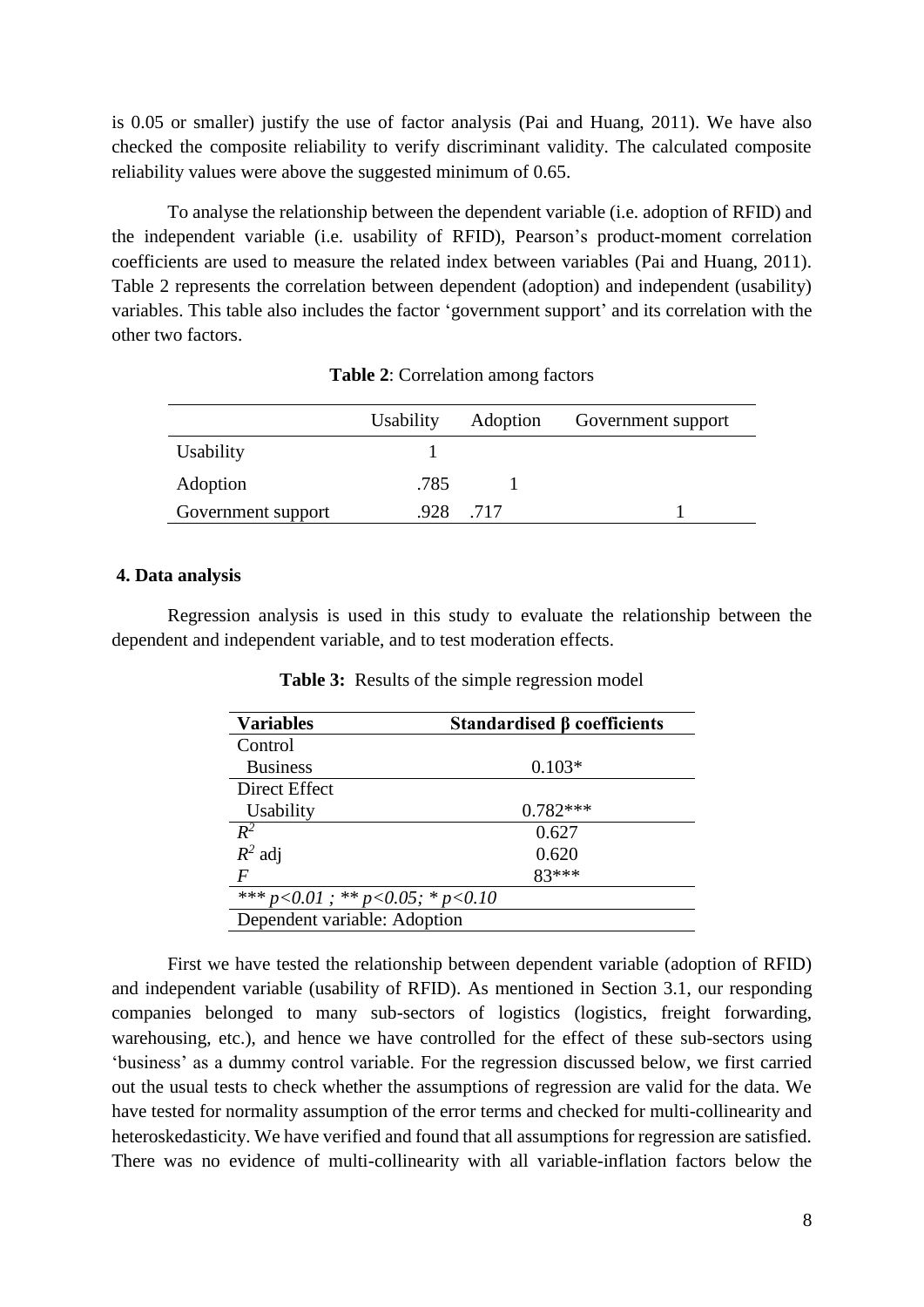is 0.05 or smaller) justify the use of factor analysis (Pai and Huang, 2011). We have also checked the composite reliability to verify discriminant validity. The calculated composite reliability values were above the suggested minimum of 0.65.

To analyse the relationship between the dependent variable (i.e. adoption of RFID) and the independent variable (i.e. usability of RFID), Pearson's product-moment correlation coefficients are used to measure the related index between variables (Pai and Huang, 2011). Table 2 represents the correlation between dependent (adoption) and independent (usability) variables. This table also includes the factor 'government support' and its correlation with the other two factors.

**Table 2**: Correlation among factors

| | Usability | Adoption | Government support |
|---|---|---|---|
| Usability | 1 | | |
| Adoption | .785 | 1 | |
| Government support | .928 | .717 | 1 |

## 4. Data analysis

Regression analysis is used in this study to evaluate the relationship between the dependent and independent variable, and to test moderation effects.

**Table 3:** Results of the simple regression model

| Variables | Standardised β coefficients |
|---|---|
| Control | |
| Business | 0.103* |
| Direct Effect | |
| Usability | 0.782*** |
| $R^2$ | 0.627 |
| $R^2$ adj | 0.620 |
| $F$ | 83*** |
| *** $p<0.01$ ; ** $p<0.05$; * $p<0.10$ | |
| Dependent variable: Adoption | |

First we have tested the relationship between dependent variable (adoption of RFID) and independent variable (usability of RFID). As mentioned in Section 3.1, our responding companies belonged to many sub-sectors of logistics (logistics, freight forwarding, warehousing, etc.), and hence we have controlled for the effect of these sub-sectors using 'business' as a dummy control variable. For the regression discussed below, we first carried out the usual tests to check whether the assumptions of regression are valid for the data. We have tested for normality assumption of the error terms and checked for multi-collinearity and heteroskedasticity. We have verified and found that all assumptions for regression are satisfied. There was no evidence of multi-collinearity with all variable-inflation factors below the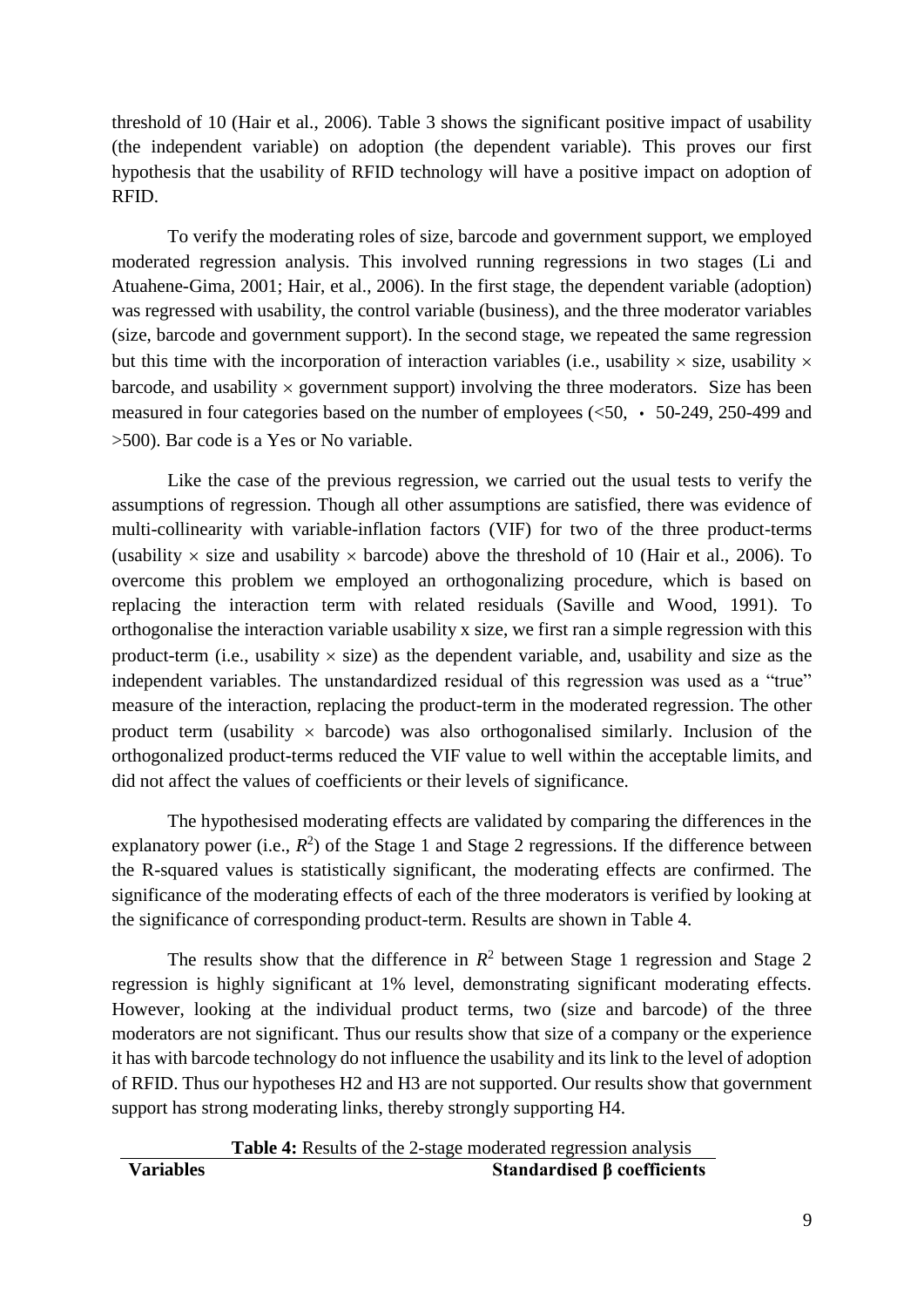threshold of 10 (Hair et al., 2006). Table 3 shows the significant positive impact of usability (the independent variable) on adoption (the dependent variable). This proves our first hypothesis that the usability of RFID technology will have a positive impact on adoption of RFID.

To verify the moderating roles of size, barcode and government support, we employed moderated regression analysis. This involved running regressions in two stages (Li and Atuahene-Gima, 2001; Hair, et al., 2006). In the first stage, the dependent variable (adoption) was regressed with usability, the control variable (business), and the three moderator variables (size, barcode and government support). In the second stage, we repeated the same regression but this time with the incorporation of interaction variables (i.e., usability × size, usability × barcode, and usability × government support) involving the three moderators. Size has been measured in four categories based on the number of employees (<50, • 50-249, 250-499 and >500). Bar code is a Yes or No variable.

Like the case of the previous regression, we carried out the usual tests to verify the assumptions of regression. Though all other assumptions are satisfied, there was evidence of multi-collinearity with variable-inflation factors (VIF) for two of the three product-terms (usability × size and usability × barcode) above the threshold of 10 (Hair et al., 2006). To overcome this problem we employed an orthogonalizing procedure, which is based on replacing the interaction term with related residuals (Saville and Wood, 1991). To orthogonalise the interaction variable usability x size, we first ran a simple regression with this product-term (i.e., usability × size) as the dependent variable, and, usability and size as the independent variables. The unstandardized residual of this regression was used as a "true" measure of the interaction, replacing the product-term in the moderated regression. The other product term (usability × barcode) was also orthogonalised similarly. Inclusion of the orthogonalized product-terms reduced the VIF value to well within the acceptable limits, and did not affect the values of coefficients or their levels of significance.

The hypothesised moderating effects are validated by comparing the differences in the explanatory power (i.e., $R^2$) of the Stage 1 and Stage 2 regressions. If the difference between the R-squared values is statistically significant, the moderating effects are confirmed. The significance of the moderating effects of each of the three moderators is verified by looking at the significance of corresponding product-term. Results are shown in Table 4.

The results show that the difference in $R^2$ between Stage 1 regression and Stage 2 regression is highly significant at 1% level, demonstrating significant moderating effects. However, looking at the individual product terms, two (size and barcode) of the three moderators are not significant. Thus our results show that size of a company or the experience it has with barcode technology do not influence the usability and its link to the level of adoption of RFID. Thus our hypotheses H2 and H3 are not supported. Our results show that government support has strong moderating links, thereby strongly supporting H4.

**Table 4:** Results of the 2-stage moderated regression analysis

| **Variables** | **Standardised β coefficients** |
|---|---|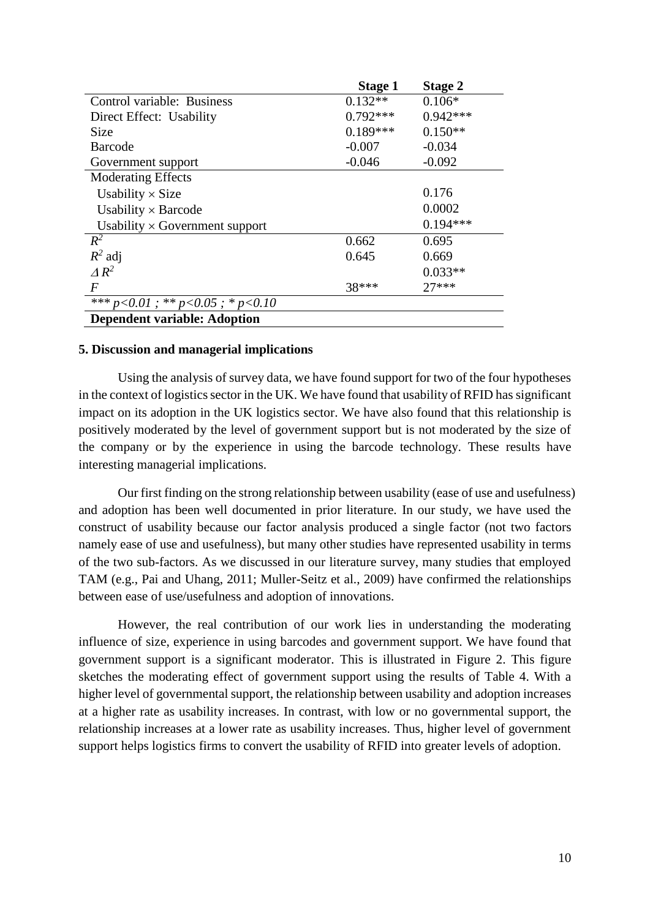| | **Stage 1** | **Stage 2** |
|---|---|---|
| Control variable: Business | 0.132** | 0.106* |
| Direct Effect: Usability | 0.792*** | 0.942*** |
| Size | 0.189*** | 0.150** |
| Barcode | -0.007 | -0.034 |
| Government support | -0.046 | -0.092 |
| Moderating Effects | | |
| Usability × Size | | 0.176 |
| Usability × Barcode | | 0.0002 |
| Usability × Government support | | 0.194*** |
| $R^2$ | 0.662 | 0.695 |
| $R^2$ adj | 0.645 | 0.669 |
| $\Delta R^2$ | | 0.033** |
| $F$ | 38*** | 27*** |
| *** $p<0.01$ ; ** $p<0.05$ ; * $p<0.10$ | | |
| **Dependent variable: Adoption** | | |

## 5. Discussion and managerial implications

Using the analysis of survey data, we have found support for two of the four hypotheses in the context of logistics sector in the UK. We have found that usability of RFID has significant impact on its adoption in the UK logistics sector. We have also found that this relationship is positively moderated by the level of government support but is not moderated by the size of the company or by the experience in using the barcode technology. These results have interesting managerial implications.

Our first finding on the strong relationship between usability (ease of use and usefulness) and adoption has been well documented in prior literature. In our study, we have used the construct of usability because our factor analysis produced a single factor (not two factors namely ease of use and usefulness), but many other studies have represented usability in terms of the two sub-factors. As we discussed in our literature survey, many studies that employed TAM (e.g., Pai and Uhang, 2011; Muller-Seitz et al., 2009) have confirmed the relationships between ease of use/usefulness and adoption of innovations.

However, the real contribution of our work lies in understanding the moderating influence of size, experience in using barcodes and government support. We have found that government support is a significant moderator. This is illustrated in Figure 2. This figure sketches the moderating effect of government support using the results of Table 4. With a higher level of governmental support, the relationship between usability and adoption increases at a higher rate as usability increases. In contrast, with low or no governmental support, the relationship increases at a lower rate as usability increases. Thus, higher level of government support helps logistics firms to convert the usability of RFID into greater levels of adoption.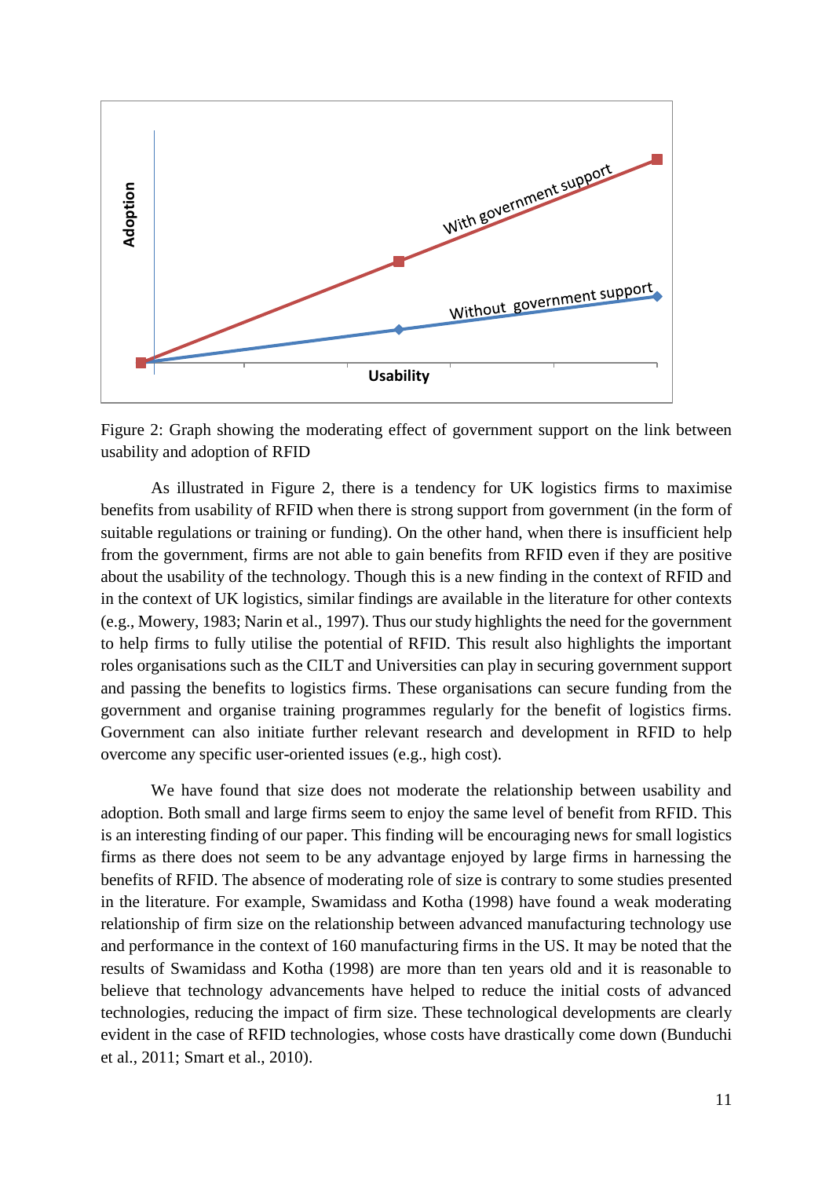Adoption

With government support

Without government support

Usability

Figure 2: Graph showing the moderating effect of government support on the link between usability and adoption of RFID

As illustrated in Figure 2, there is a tendency for UK logistics firms to maximise benefits from usability of RFID when there is strong support from government (in the form of suitable regulations or training or funding). On the other hand, when there is insufficient help from the government, firms are not able to gain benefits from RFID even if they are positive about the usability of the technology. Though this is a new finding in the context of RFID and in the context of UK logistics, similar findings are available in the literature for other contexts (e.g., Mowery, 1983; Narin et al., 1997). Thus our study highlights the need for the government to help firms to fully utilise the potential of RFID. This result also highlights the important roles organisations such as the CILT and Universities can play in securing government support and passing the benefits to logistics firms. These organisations can secure funding from the government and organise training programmes regularly for the benefit of logistics firms. Government can also initiate further relevant research and development in RFID to help overcome any specific user-oriented issues (e.g., high cost).

We have found that size does not moderate the relationship between usability and adoption. Both small and large firms seem to enjoy the same level of benefit from RFID. This is an interesting finding of our paper. This finding will be encouraging news for small logistics firms as there does not seem to be any advantage enjoyed by large firms in harnessing the benefits of RFID. The absence of moderating role of size is contrary to some studies presented in the literature. For example, Swamidass and Kotha (1998) have found a weak moderating relationship of firm size on the relationship between advanced manufacturing technology use and performance in the context of 160 manufacturing firms in the US. It may be noted that the results of Swamidass and Kotha (1998) are more than ten years old and it is reasonable to believe that technology advancements have helped to reduce the initial costs of advanced technologies, reducing the impact of firm size. These technological developments are clearly evident in the case of RFID technologies, whose costs have drastically come down (Bunduchi et al., 2011; Smart et al., 2010).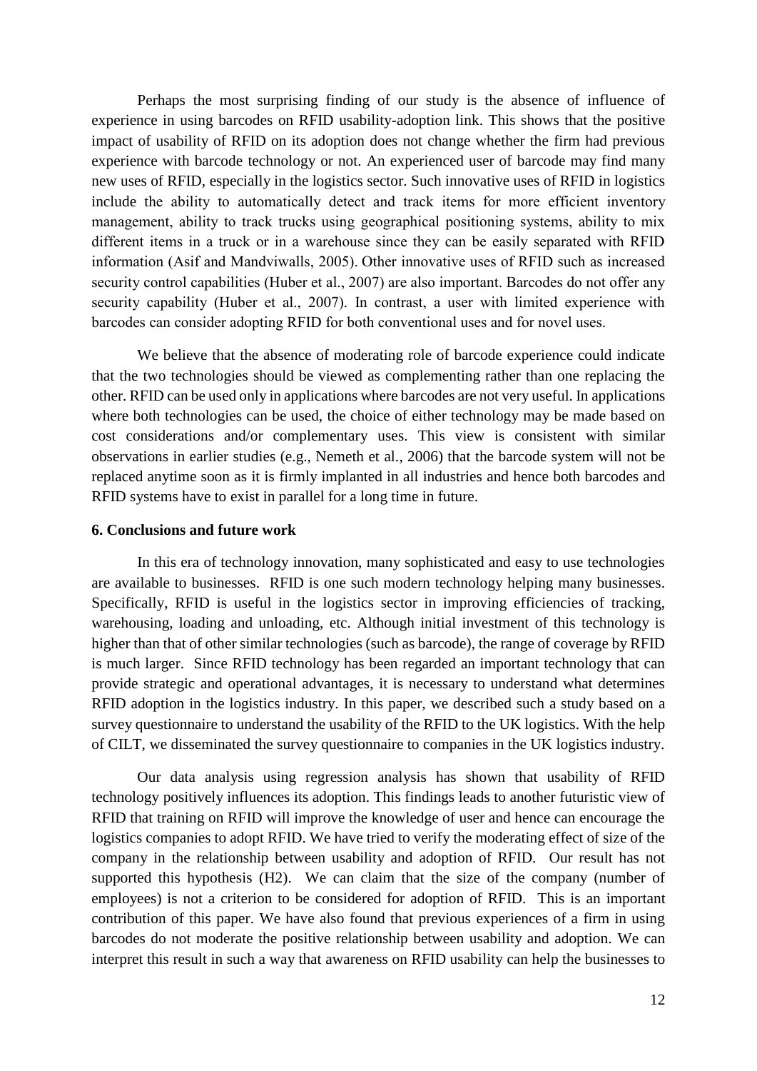Perhaps the most surprising finding of our study is the absence of influence of experience in using barcodes on RFID usability-adoption link. This shows that the positive impact of usability of RFID on its adoption does not change whether the firm had previous experience with barcode technology or not. An experienced user of barcode may find many new uses of RFID, especially in the logistics sector. Such innovative uses of RFID in logistics include the ability to automatically detect and track items for more efficient inventory management, ability to track trucks using geographical positioning systems, ability to mix different items in a truck or in a warehouse since they can be easily separated with RFID information (Asif and Mandviwalls, 2005). Other innovative uses of RFID such as increased security control capabilities (Huber et al., 2007) are also important. Barcodes do not offer any security capability (Huber et al., 2007). In contrast, a user with limited experience with barcodes can consider adopting RFID for both conventional uses and for novel uses.

We believe that the absence of moderating role of barcode experience could indicate that the two technologies should be viewed as complementing rather than one replacing the other. RFID can be used only in applications where barcodes are not very useful. In applications where both technologies can be used, the choice of either technology may be made based on cost considerations and/or complementary uses. This view is consistent with similar observations in earlier studies (e.g., Nemeth et al., 2006) that the barcode system will not be replaced anytime soon as it is firmly implanted in all industries and hence both barcodes and RFID systems have to exist in parallel for a long time in future.

## 6. Conclusions and future work

In this era of technology innovation, many sophisticated and easy to use technologies are available to businesses. RFID is one such modern technology helping many businesses. Specifically, RFID is useful in the logistics sector in improving efficiencies of tracking, warehousing, loading and unloading, etc. Although initial investment of this technology is higher than that of other similar technologies (such as barcode), the range of coverage by RFID is much larger. Since RFID technology has been regarded an important technology that can provide strategic and operational advantages, it is necessary to understand what determines RFID adoption in the logistics industry. In this paper, we described such a study based on a survey questionnaire to understand the usability of the RFID to the UK logistics. With the help of CILT, we disseminated the survey questionnaire to companies in the UK logistics industry.

Our data analysis using regression analysis has shown that usability of RFID technology positively influences its adoption. This findings leads to another futuristic view of RFID that training on RFID will improve the knowledge of user and hence can encourage the logistics companies to adopt RFID. We have tried to verify the moderating effect of size of the company in the relationship between usability and adoption of RFID. Our result has not supported this hypothesis (H2). We can claim that the size of the company (number of employees) is not a criterion to be considered for adoption of RFID. This is an important contribution of this paper. We have also found that previous experiences of a firm in using barcodes do not moderate the positive relationship between usability and adoption. We can interpret this result in such a way that awareness on RFID usability can help the businesses to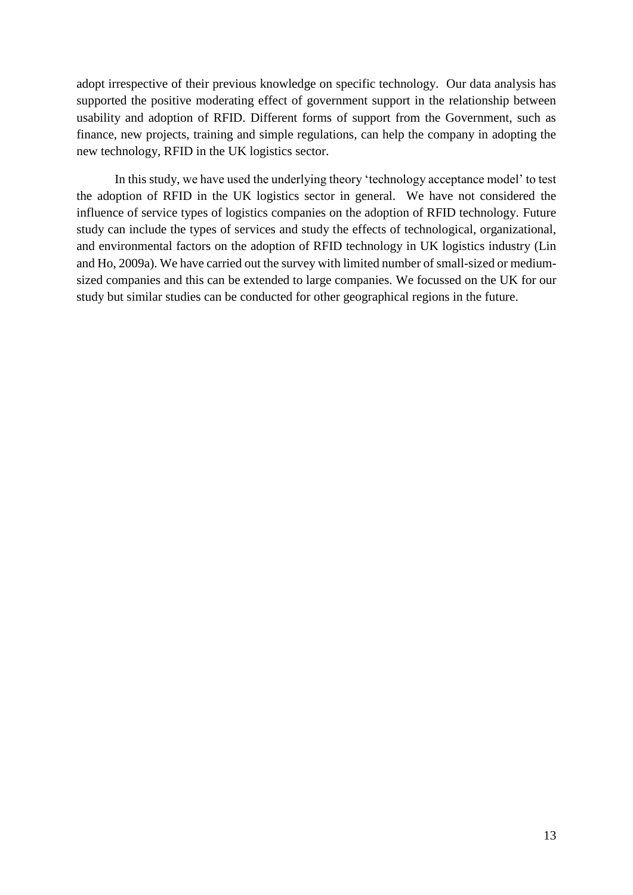adopt irrespective of their previous knowledge on specific technology. Our data analysis has supported the positive moderating effect of government support in the relationship between usability and adoption of RFID. Different forms of support from the Government, such as finance, new projects, training and simple regulations, can help the company in adopting the new technology, RFID in the UK logistics sector.

In this study, we have used the underlying theory 'technology acceptance model' to test the adoption of RFID in the UK logistics sector in general. We have not considered the influence of service types of logistics companies on the adoption of RFID technology. Future study can include the types of services and study the effects of technological, organizational, and environmental factors on the adoption of RFID technology in UK logistics industry (Lin and Ho, 2009a). We have carried out the survey with limited number of small-sized or medium-sized companies and this can be extended to large companies. We focussed on the UK for our study but similar studies can be conducted for other geographical regions in the future.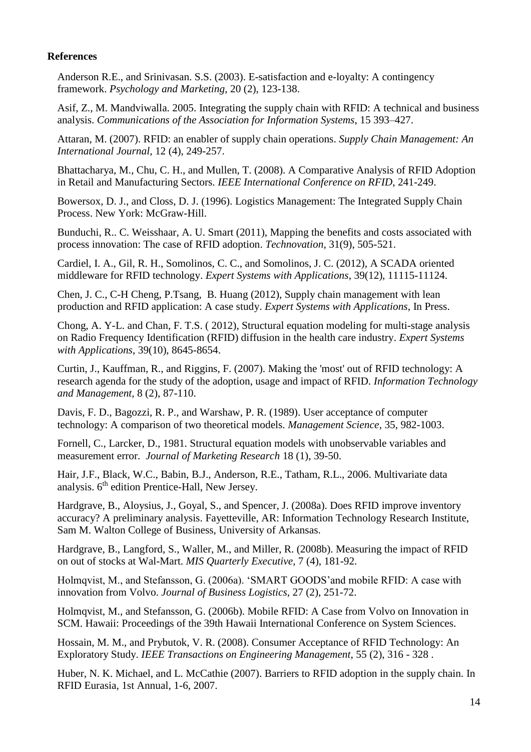**References**

Anderson R.E., and Srinivasan. S.S. (2003). E-satisfaction and e-loyalty: A contingency framework. *Psychology and Marketing*, 20 (2), 123-138.

Asif, Z., M. Mandviwalla. 2005. Integrating the supply chain with RFID: A technical and business analysis. *Communications of the Association for Information Systems*, 15 393–427.

Attaran, M. (2007). RFID: an enabler of supply chain operations. *Supply Chain Management: An International Journal*, 12 (4), 249-257.

Bhattacharya, M., Chu, C. H., and Mullen, T. (2008). A Comparative Analysis of RFID Adoption in Retail and Manufacturing Sectors. *IEEE International Conference on RFID*, 241-249.

Bowersox, D. J., and Closs, D. J. (1996). Logistics Management: The Integrated Supply Chain Process. New York: McGraw-Hill.

Bunduchi, R.. C. Weisshaar, A. U. Smart (2011), Mapping the benefits and costs associated with process innovation: The case of RFID adoption. *Technovation*, 31(9), 505-521.

Cardiel, I. A., Gil, R. H., Somolinos, C. C., and Somolinos, J. C. (2012), A SCADA oriented middleware for RFID technology. *Expert Systems with Applications*, 39(12), 11115-11124.

Chen, J. C., C-H Cheng, P.Tsang, B. Huang (2012), Supply chain management with lean production and RFID application: A case study. *Expert Systems with Applications*, In Press.

Chong, A. Y-L. and Chan, F. T.S. ( 2012), Structural equation modeling for multi-stage analysis on Radio Frequency Identification (RFID) diffusion in the health care industry. *Expert Systems with Applications*, 39(10), 8645-8654.

Curtin, J., Kauffman, R., and Riggins, F. (2007). Making the 'most' out of RFID technology: A research agenda for the study of the adoption, usage and impact of RFID. *Information Technology and Management*, 8 (2), 87-110.

Davis, F. D., Bagozzi, R. P., and Warshaw, P. R. (1989). User acceptance of computer technology: A comparison of two theoretical models. *Management Science*, 35, 982-1003.

Fornell, C., Larcker, D., 1981. Structural equation models with unobservable variables and measurement error. *Journal of Marketing Research* 18 (1), 39-50.

Hair, J.F., Black, W.C., Babin, B.J., Anderson, R.E., Tatham, R.L., 2006. Multivariate data analysis. 6th edition Prentice-Hall, New Jersey.

Hardgrave, B., Aloysius, J., Goyal, S., and Spencer, J. (2008a). Does RFID improve inventory accuracy? A preliminary analysis. Fayetteville, AR: Information Technology Research Institute, Sam M. Walton College of Business, University of Arkansas.

Hardgrave, B., Langford, S., Waller, M., and Miller, R. (2008b). Measuring the impact of RFID on out of stocks at Wal-Mart. *MIS Quarterly Executive*, 7 (4), 181-92.

Holmqvist, M., and Stefansson, G. (2006a). 'SMART GOODS'and mobile RFID: A case with innovation from Volvo. *Journal of Business Logistics*, 27 (2), 251-72.

Holmqvist, M., and Stefansson, G. (2006b). Mobile RFID: A Case from Volvo on Innovation in SCM. Hawaii: Proceedings of the 39th Hawaii International Conference on System Sciences.

Hossain, M. M., and Prybutok, V. R. (2008). Consumer Acceptance of RFID Technology: An Exploratory Study. *IEEE Transactions on Engineering Management*, 55 (2), 316 - 328 .

Huber, N. K. Michael, and L. McCathie (2007). Barriers to RFID adoption in the supply chain. In RFID Eurasia, 1st Annual, 1-6, 2007.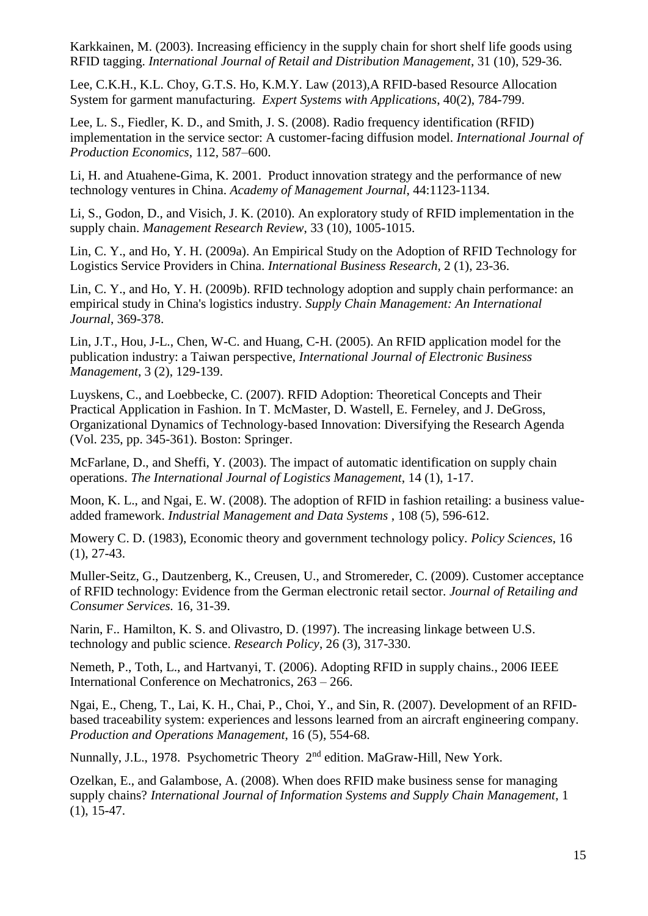Karkkainen, M. (2003). Increasing efficiency in the supply chain for short shelf life goods using RFID tagging. *International Journal of Retail and Distribution Management*, 31 (10), 529-36.

Lee, C.K.H., K.L. Choy, G.T.S. Ho, K.M.Y. Law (2013),A RFID-based Resource Allocation System for garment manufacturing. *Expert Systems with Applications*, 40(2), 784-799.

Lee, L. S., Fiedler, K. D., and Smith, J. S. (2008). Radio frequency identification (RFID) implementation in the service sector: A customer-facing diffusion model. *International Journal of Production Economics*, 112, 587–600.

Li, H. and Atuahene-Gima, K. 2001. Product innovation strategy and the performance of new technology ventures in China. *Academy of Management Journal*, 44:1123-1134.

Li, S., Godon, D., and Visich, J. K. (2010). An exploratory study of RFID implementation in the supply chain. *Management Research Review*, 33 (10), 1005-1015.

Lin, C. Y., and Ho, Y. H. (2009a). An Empirical Study on the Adoption of RFID Technology for Logistics Service Providers in China. *International Business Research*, 2 (1), 23-36.

Lin, C. Y., and Ho, Y. H. (2009b). RFID technology adoption and supply chain performance: an empirical study in China's logistics industry. *Supply Chain Management: An International Journal*, 369-378.

Lin, J.T., Hou, J-L., Chen, W-C. and Huang, C-H. (2005). An RFID application model for the publication industry: a Taiwan perspective, *International Journal of Electronic Business Management*, 3 (2), 129-139.

Luyskens, C., and Loebbecke, C. (2007). RFID Adoption: Theoretical Concepts and Their Practical Application in Fashion. In T. McMaster, D. Wastell, E. Ferneley, and J. DeGross, Organizational Dynamics of Technology-based Innovation: Diversifying the Research Agenda (Vol. 235, pp. 345-361). Boston: Springer.

McFarlane, D., and Sheffi, Y. (2003). The impact of automatic identification on supply chain operations. *The International Journal of Logistics Management*, 14 (1), 1-17.

Moon, K. L., and Ngai, E. W. (2008). The adoption of RFID in fashion retailing: a business value-added framework. *Industrial Management and Data Systems* , 108 (5), 596-612.

Mowery C. D. (1983), Economic theory and government technology policy. *Policy Sciences*, 16 (1), 27-43.

Muller-Seitz, G., Dautzenberg, K., Creusen, U., and Stromereder, C. (2009). Customer acceptance of RFID technology: Evidence from the German electronic retail sector. *Journal of Retailing and Consumer Services.* 16, 31-39.

Narin, F.. Hamilton, K. S. and Olivastro, D. (1997). The increasing linkage between U.S. technology and public science. *Research Policy*, 26 (3), 317-330.

Nemeth, P., Toth, L., and Hartvanyi, T. (2006). Adopting RFID in supply chains., 2006 IEEE International Conference on Mechatronics, 263 – 266.

Ngai, E., Cheng, T., Lai, K. H., Chai, P., Choi, Y., and Sin, R. (2007). Development of an RFID-based traceability system: experiences and lessons learned from an aircraft engineering company. *Production and Operations Management*, 16 (5), 554-68.

Nunnally, J.L., 1978. Psychometric Theory 2nd edition. MaGraw-Hill, New York.

Ozelkan, E., and Galambose, A. (2008). When does RFID make business sense for managing supply chains? *International Journal of Information Systems and Supply Chain Management*, 1 (1), 15-47.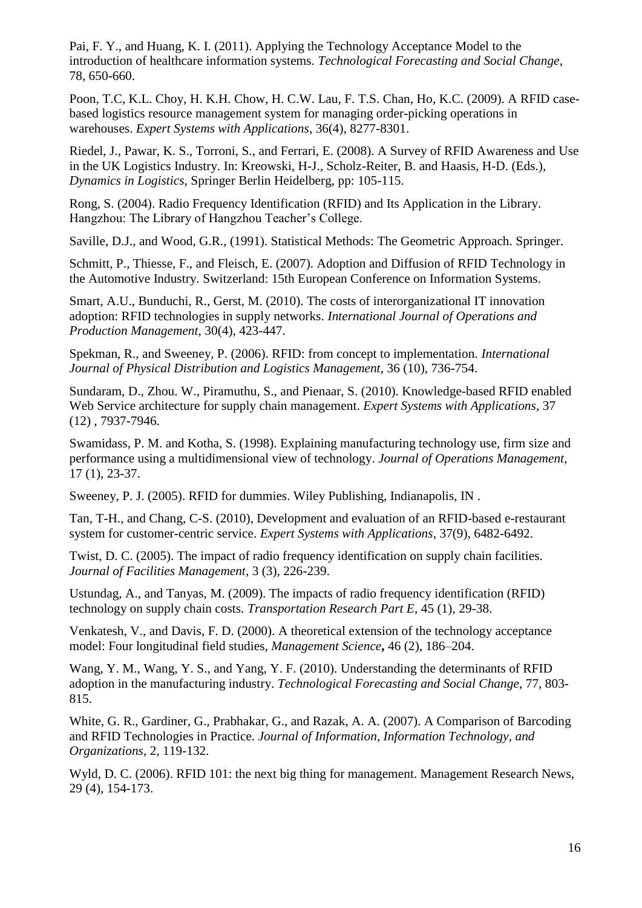Pai, F. Y., and Huang, K. I. (2011). Applying the Technology Acceptance Model to the introduction of healthcare information systems. *Technological Forecasting and Social Change*, 78, 650-660.

Poon, T.C, K.L. Choy, H. K.H. Chow, H. C.W. Lau, F. T.S. Chan, Ho, K.C. (2009). A RFID case-based logistics resource management system for managing order-picking operations in warehouses. *Expert Systems with Applications*, 36(4), 8277-8301.

Riedel, J., Pawar, K. S., Torroni, S., and Ferrari, E. (2008). A Survey of RFID Awareness and Use in the UK Logistics Industry. In: Kreowski, H-J., Scholz-Reiter, B. and Haasis, H-D. (Eds.), *Dynamics in Logistics*, Springer Berlin Heidelberg, pp: 105-115.

Rong, S. (2004). Radio Frequency Identification (RFID) and Its Application in the Library. Hangzhou: The Library of Hangzhou Teacher's College.

Saville, D.J., and Wood, G.R., (1991). Statistical Methods: The Geometric Approach. Springer.

Schmitt, P., Thiesse, F., and Fleisch, E. (2007). Adoption and Diffusion of RFID Technology in the Automotive Industry. Switzerland: 15th European Conference on Information Systems.

Smart, A.U., Bunduchi, R., Gerst, M. (2010). The costs of interorganizational IT innovation adoption: RFID technologies in supply networks. *International Journal of Operations and Production Management*, 30(4), 423-447.

Spekman, R., and Sweeney, P. (2006). RFID: from concept to implementation. *International Journal of Physical Distribution and Logistics Management*, 36 (10), 736-754.

Sundaram, D., Zhou. W., Piramuthu, S., and Pienaar, S. (2010). Knowledge-based RFID enabled Web Service architecture for supply chain management. *Expert Systems with Applications*, 37 (12) , 7937-7946.

Swamidass, P. M. and Kotha, S. (1998). Explaining manufacturing technology use, firm size and performance using a multidimensional view of technology. *Journal of Operations Management*, 17 (1), 23-37.

Sweeney, P. J. (2005). RFID for dummies. Wiley Publishing, Indianapolis, IN .

Tan, T-H., and Chang, C-S. (2010), Development and evaluation of an RFID-based e-restaurant system for customer-centric service. *Expert Systems with Applications*, 37(9), 6482-6492.

Twist, D. C. (2005). The impact of radio frequency identification on supply chain facilities. *Journal of Facilities Management*, 3 (3), 226-239.

Ustundag, A., and Tanyas, M. (2009). The impacts of radio frequency identification (RFID) technology on supply chain costs. *Transportation Research Part E*, 45 (1), 29-38.

Venkatesh, V., and Davis, F. D. (2000). A theoretical extension of the technology acceptance model: Four longitudinal field studies, *Management Science***,** 46 (2), 186–204.

Wang, Y. M., Wang, Y. S., and Yang, Y. F. (2010). Understanding the determinants of RFID adoption in the manufacturing industry. *Technological Forecasting and Social Change*, 77, 803-815.

White, G. R., Gardiner, G., Prabhakar, G., and Razak, A. A. (2007). A Comparison of Barcoding and RFID Technologies in Practice. *Journal of Information, Information Technology, and Organizations*, 2, 119-132.

Wyld, D. C. (2006). RFID 101: the next big thing for management. Management Research News, 29 (4), 154-173.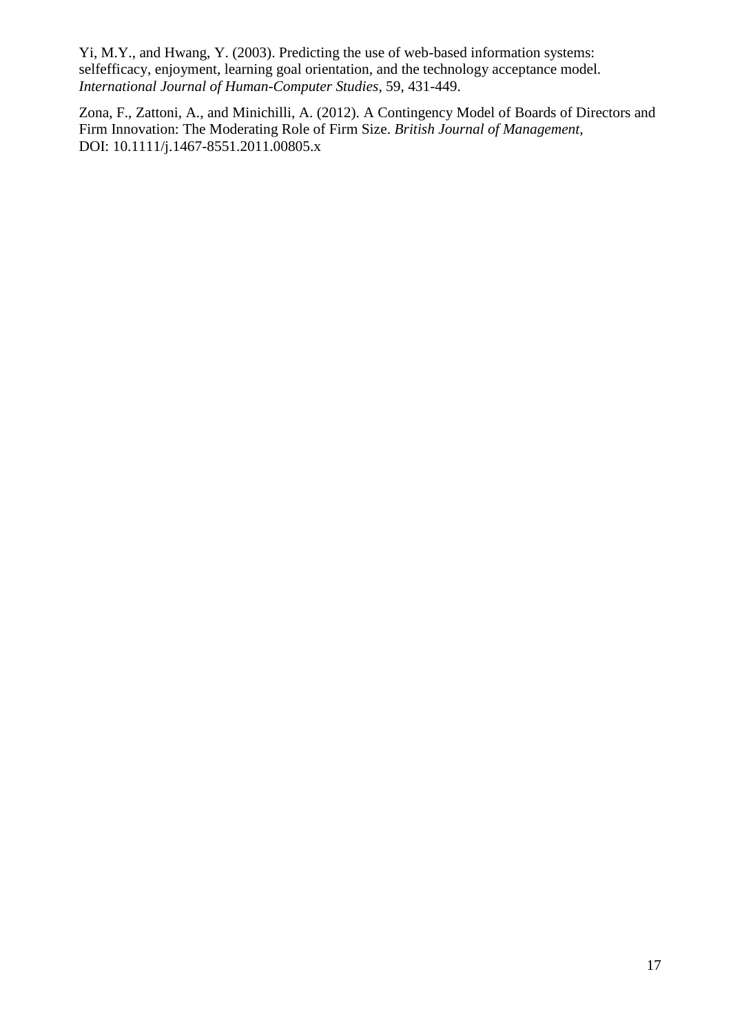Yi, M.Y., and Hwang, Y. (2003). Predicting the use of web-based information systems: selfefficacy, enjoyment, learning goal orientation, and the technology acceptance model. *International Journal of Human-Computer Studies*, 59, 431-449.

Zona, F., Zattoni, A., and Minichilli, A. (2012). A Contingency Model of Boards of Directors and Firm Innovation: The Moderating Role of Firm Size. *British Journal of Management*, DOI: 10.1111/j.1467-8551.2011.00805.x